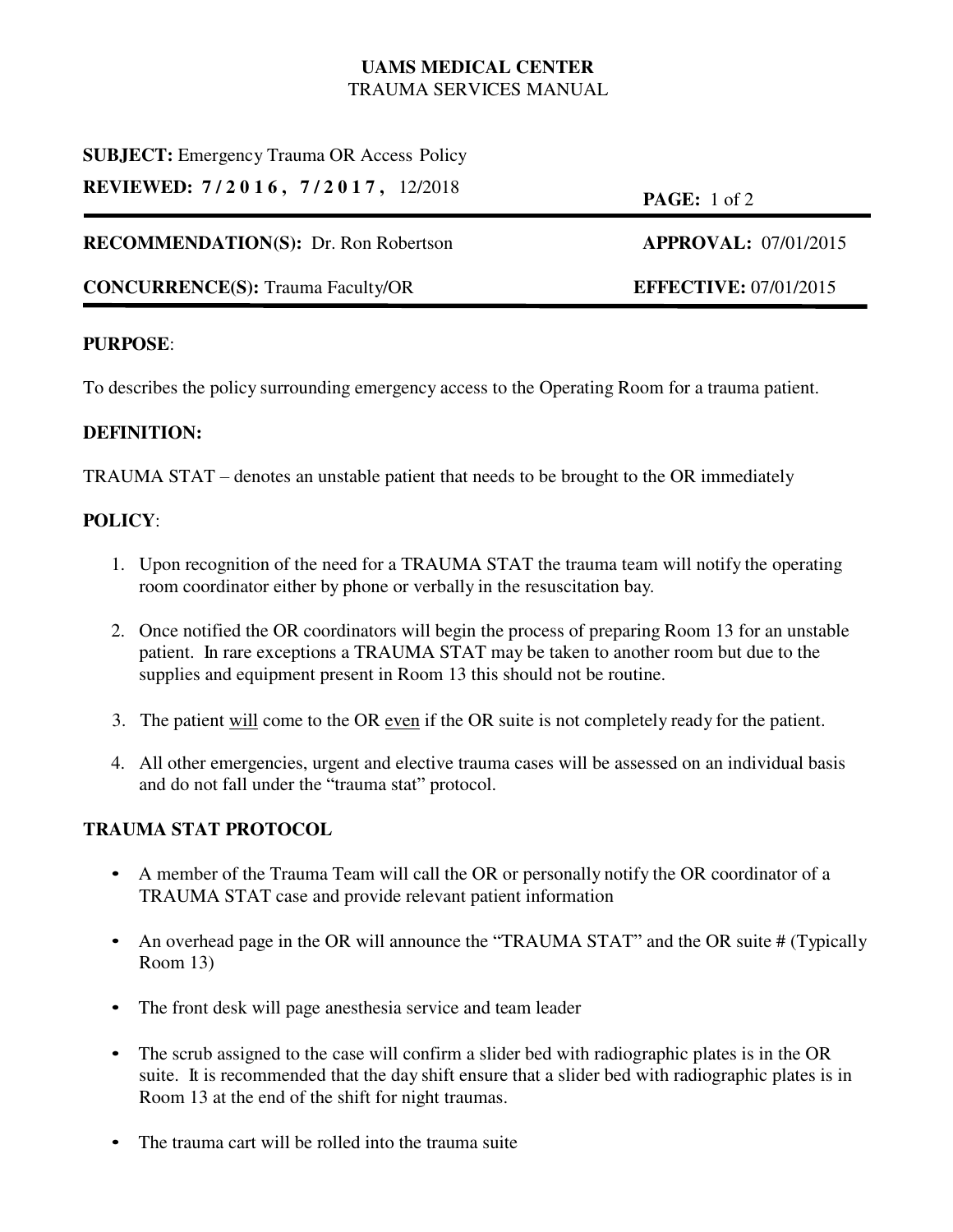**UAMS MEDICAL CENTER**
TRAUMA SERVICES MANUAL

**SUBJECT:** Emergency Trauma OR Access Policy

**REVIEWED: 7/2016, 7/2017,** 12/2018

---

**RECOMMENDATION(S):** Dr. Ron Robertson  **APPROVAL:** 07/01/2015

**CONCURRENCE(S):** Trauma Faculty/OR  **EFFECTIVE:** 07/01/2015

---

**PURPOSE**:

To describes the policy surrounding emergency access to the Operating Room for a trauma patient.

**DEFINITION:**

TRAUMA STAT – denotes an unstable patient that needs to be brought to the OR immediately

**POLICY**:

1. Upon recognition of the need for a TRAUMA STAT the trauma team will notify the operating room coordinator either by phone or verbally in the resuscitation bay.

2. Once notified the OR coordinators will begin the process of preparing Room 13 for an unstable patient. In rare exceptions a TRAUMA STAT may be taken to another room but due to the supplies and equipment present in Room 13 this should not be routine.

3. The patient <u>will</u> come to the OR <u>even</u> if the OR suite is not completely ready for the patient.

4. All other emergencies, urgent and elective trauma cases will be assessed on an individual basis and do not fall under the "trauma stat" protocol.

**TRAUMA STAT PROTOCOL**

- A member of the Trauma Team will call the OR or personally notify the OR coordinator of a TRAUMA STAT case and provide relevant patient information

- An overhead page in the OR will announce the "TRAUMA STAT" and the OR suite # (Typically Room 13)

- The front desk will page anesthesia service and team leader

- The scrub assigned to the case will confirm a slider bed with radiographic plates is in the OR suite. It is recommended that the day shift ensure that a slider bed with radiographic plates is in Room 13 at the end of the shift for night traumas.

- The trauma cart will be rolled into the trauma suite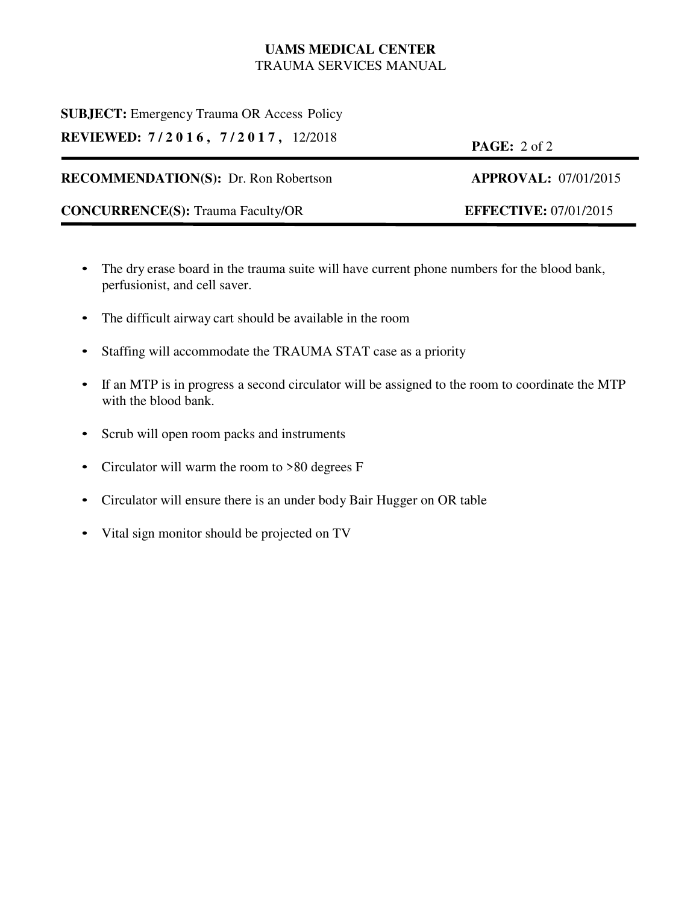**UAMS MEDICAL CENTER**
TRAUMA SERVICES MANUAL

**SUBJECT:** Emergency Trauma OR Access Policy

**REVIEWED: 7/2016, 7/2017,** 12/2018

**RECOMMENDATION(S):** Dr. Ron Robertson

**APPROVAL:** 07/01/2015

**CONCURRENCE(S):** Trauma Faculty/OR

**EFFECTIVE:** 07/01/2015

- The dry erase board in the trauma suite will have current phone numbers for the blood bank, perfusionist, and cell saver.
- The difficult airway cart should be available in the room
- Staffing will accommodate the TRAUMA STAT case as a priority
- If an MTP is in progress a second circulator will be assigned to the room to coordinate the MTP with the blood bank.
- Scrub will open room packs and instruments
- Circulator will warm the room to >80 degrees F
- Circulator will ensure there is an under body Bair Hugger on OR table
- Vital sign monitor should be projected on TV